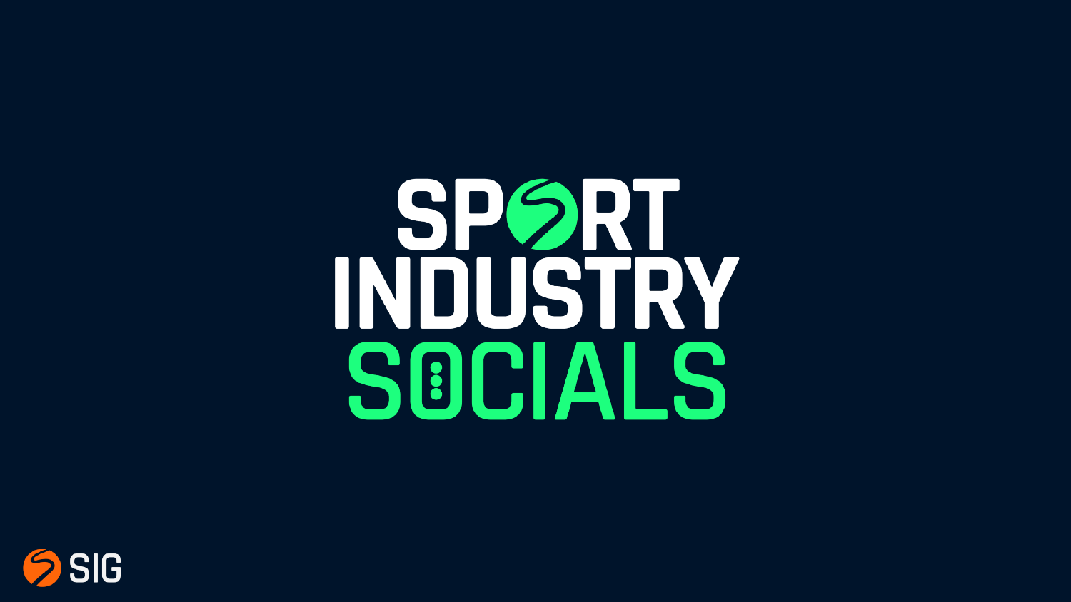# SPORT INDUSTRY SOCIALS

SIG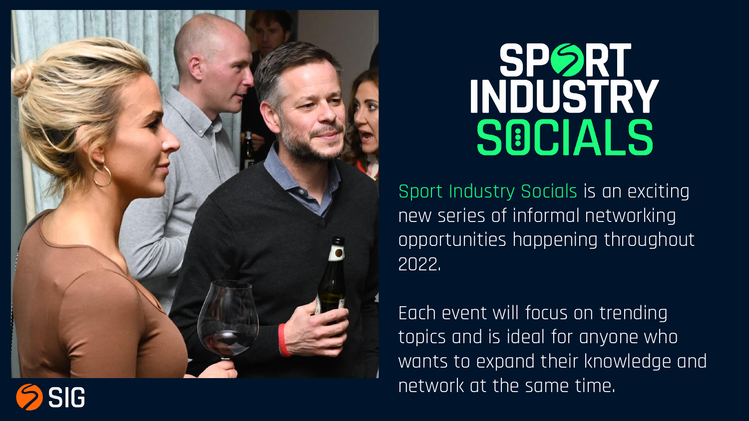# SPORT INDUSTRY SOCIALS

Sport Industry Socials is an exciting new series of informal networking opportunities happening throughout 2022.

Each event will focus on trending topics and is ideal for anyone who wants to expand their knowledge and network at the same time.

SIG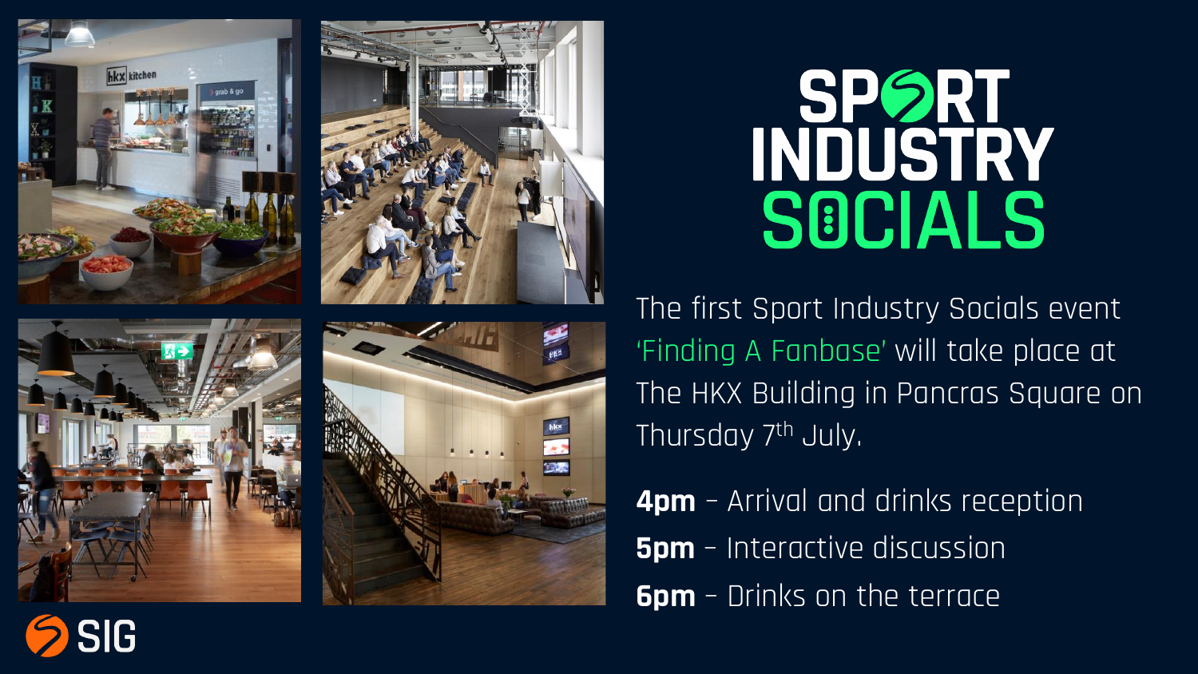# SPORT INDUSTRY SOCIALS

The first Sport Industry Socials event 'Finding A Fanbase' will take place at The HKX Building in Pancras Square on Thursday 7th July.

**4pm** – Arrival and drinks reception

**5pm** – Interactive discussion

**6pm** – Drinks on the terrace

SIG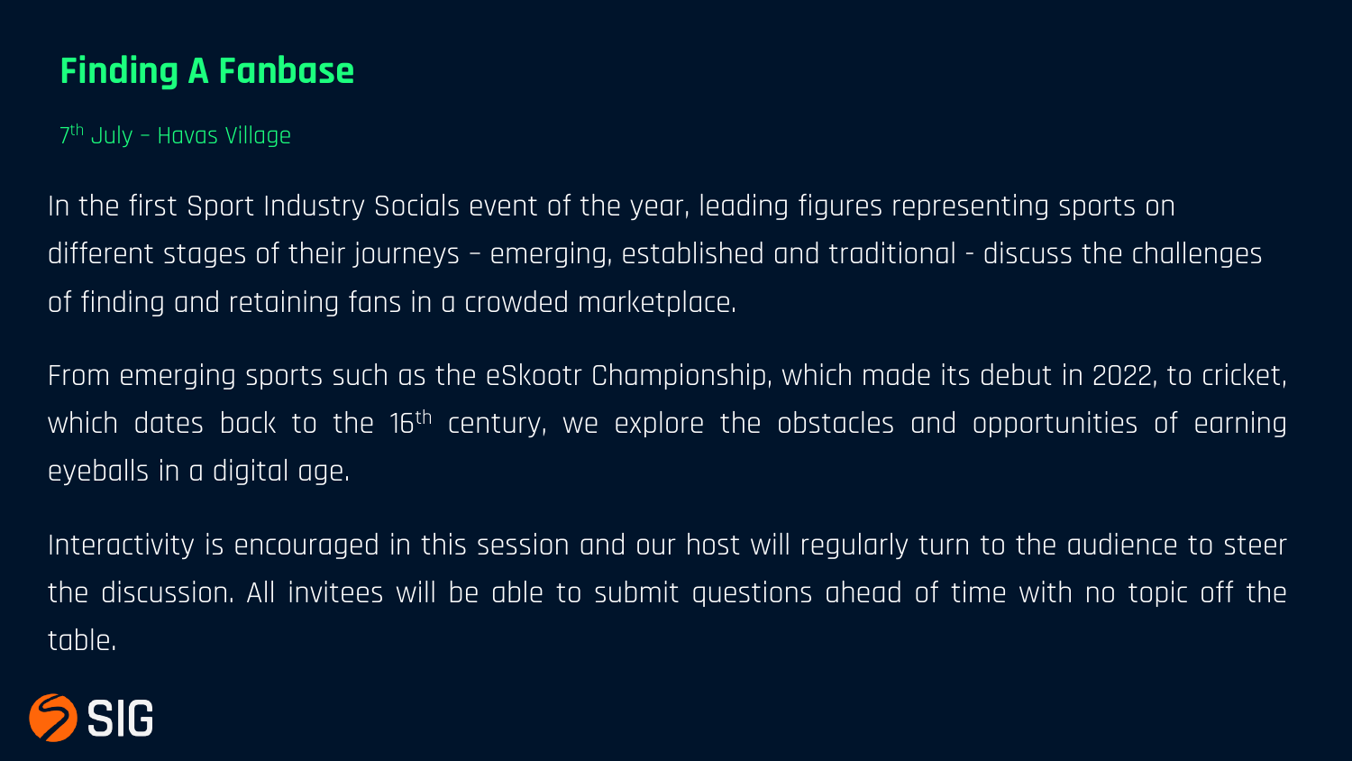## Finding A Fanbase

7th July – Havas Village

In the first Sport Industry Socials event of the year, leading figures representing sports on different stages of their journeys – emerging, established and traditional - discuss the challenges of finding and retaining fans in a crowded marketplace.

From emerging sports such as the eSkootr Championship, which made its debut in 2022, to cricket, which dates back to the 16th century, we explore the obstacles and opportunities of earning eyeballs in a digital age.

Interactivity is encouraged in this session and our host will regularly turn to the audience to steer the discussion. All invitees will be able to submit questions ahead of time with no topic off the table.

SIG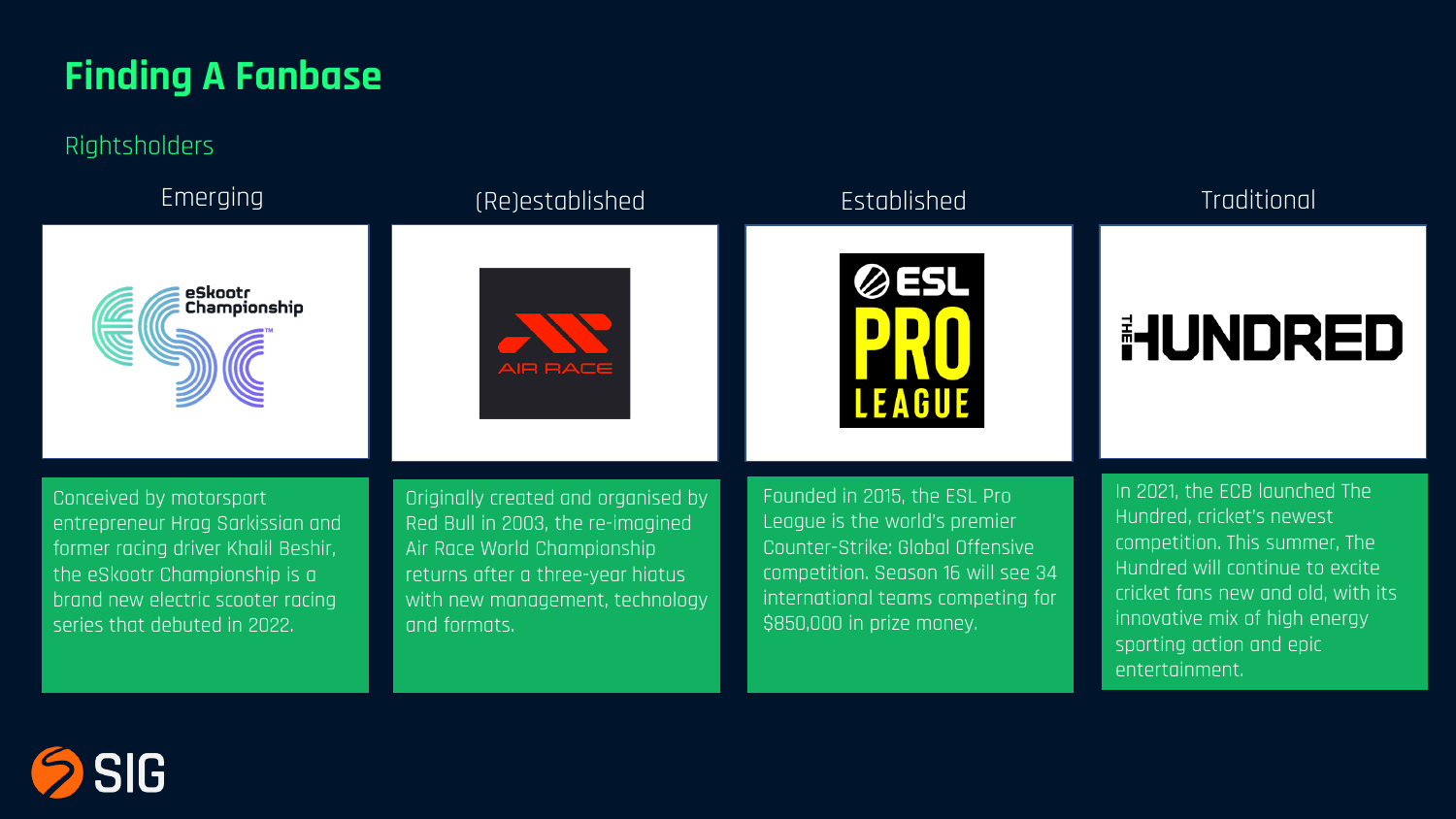# Finding A Fanbase

## Rightsholders

### Emerging

Conceived by motorsport entrepreneur Hrag Sarkissian and former racing driver Khalil Beshir, the eSkootr Championship is a brand new electric scooter racing series that debuted in 2022.

### (Re)established

Originally created and organised by Red Bull in 2003, the re-imagined Air Race World Championship returns after a three-year hiatus with new management, technology and formats.

### Established

Founded in 2015, the ESL Pro League is the world's premier Counter-Strike: Global Offensive competition. Season 16 will see 34 international teams competing for $850,000 in prize money.

### Traditional

In 2021, the ECB launched The Hundred, cricket's newest competition. This summer, The Hundred will continue to excite cricket fans new and old, with its innovative mix of high energy sporting action and epic entertainment.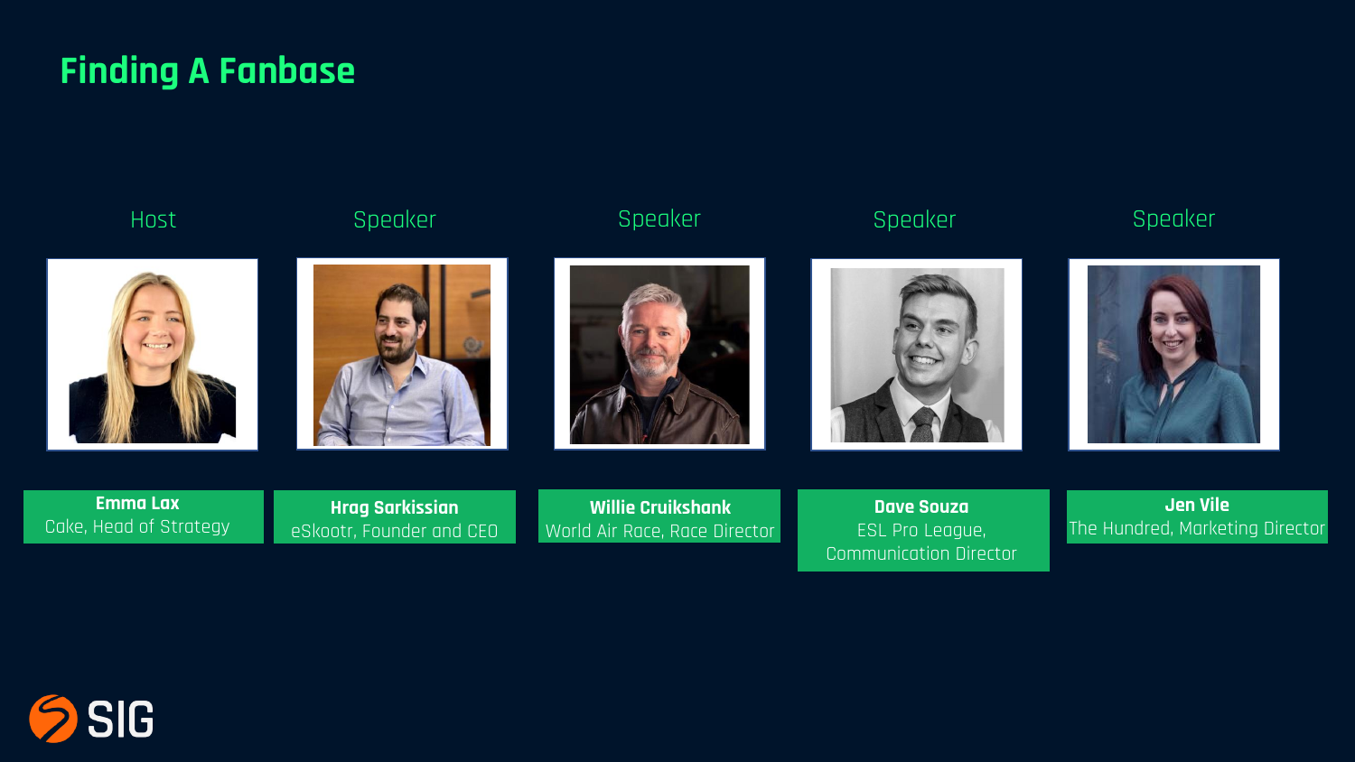# Finding A Fanbase

**Host**

**Emma Lax**
Cake, Head of Strategy

**Speaker**

**Hrag Sarkissian**
eSkootr, Founder and CEO

**Speaker**

**Willie Cruikshank**
World Air Race, Race Director

**Speaker**

**Dave Souza**
ESL Pro League, Communication Director

**Speaker**

**Jen Vile**
The Hundred, Marketing Director

SIG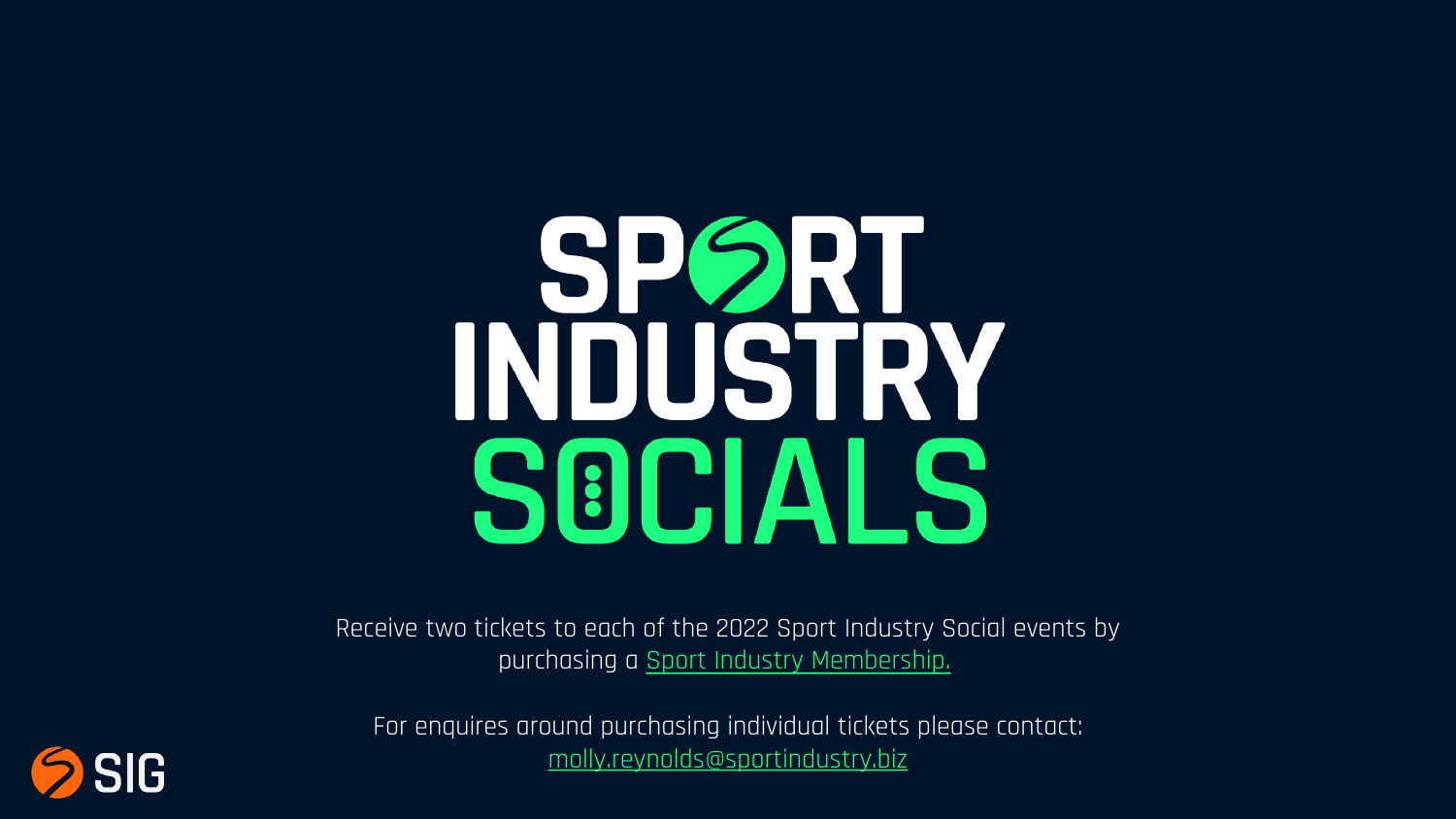# SPORT INDUSTRY SOCIALS

Receive two tickets to each of the 2022 Sport Industry Social events by purchasing a Sport Industry Membership.

For enquires around purchasing individual tickets please contact: molly.reynolds@sportindustry.biz

SIG